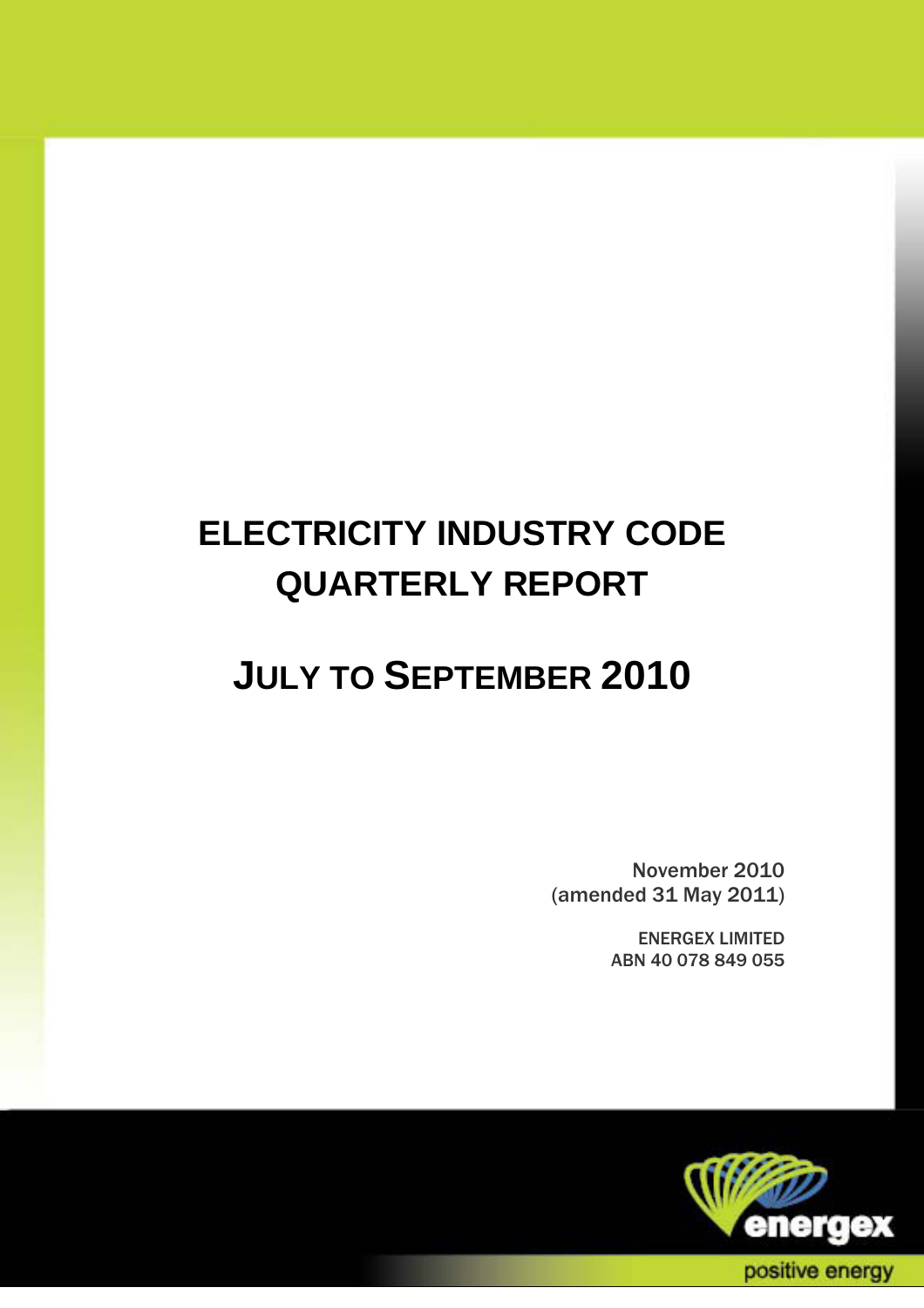# ELECTRICITY INDUSTRY CODE QUARTERLY REPORT

# JULY TO SEPTEMBER 2010

November 2010
(amended 31 May 2011)

ENERGEX LIMITED
ABN 40 078 849 055

energex

positive energy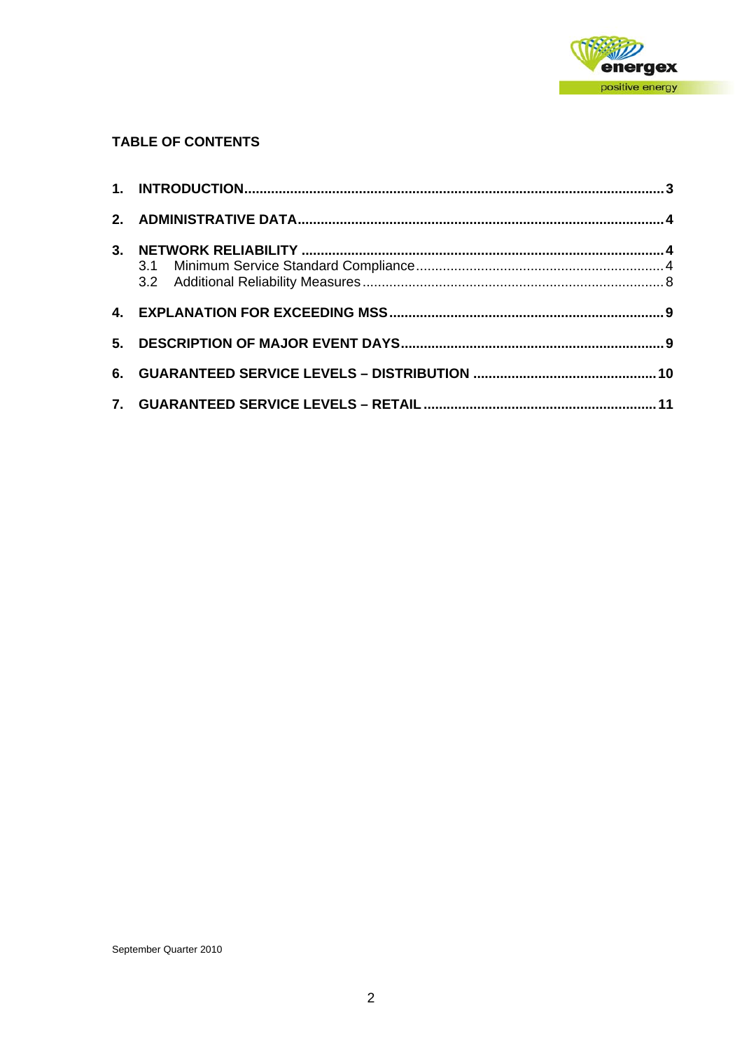## TABLE OF CONTENTS

**1. INTRODUCTION ........................................................................................................ 3**

**2. ADMINISTRATIVE DATA ........................................................................................... 4**

**3. NETWORK RELIABILITY .......................................................................................... 4**

3.1 Minimum Service Standard Compliance ................................................................ 4

3.2 Additional Reliability Measures .............................................................................. 8

**4. EXPLANATION FOR EXCEEDING MSS .................................................................... 9**

**5. DESCRIPTION OF MAJOR EVENT DAYS ................................................................. 9**

**6. GUARANTEED SERVICE LEVELS – DISTRIBUTION ............................................. 10**

**7. GUARANTEED SERVICE LEVELS – RETAIL .......................................................... 11**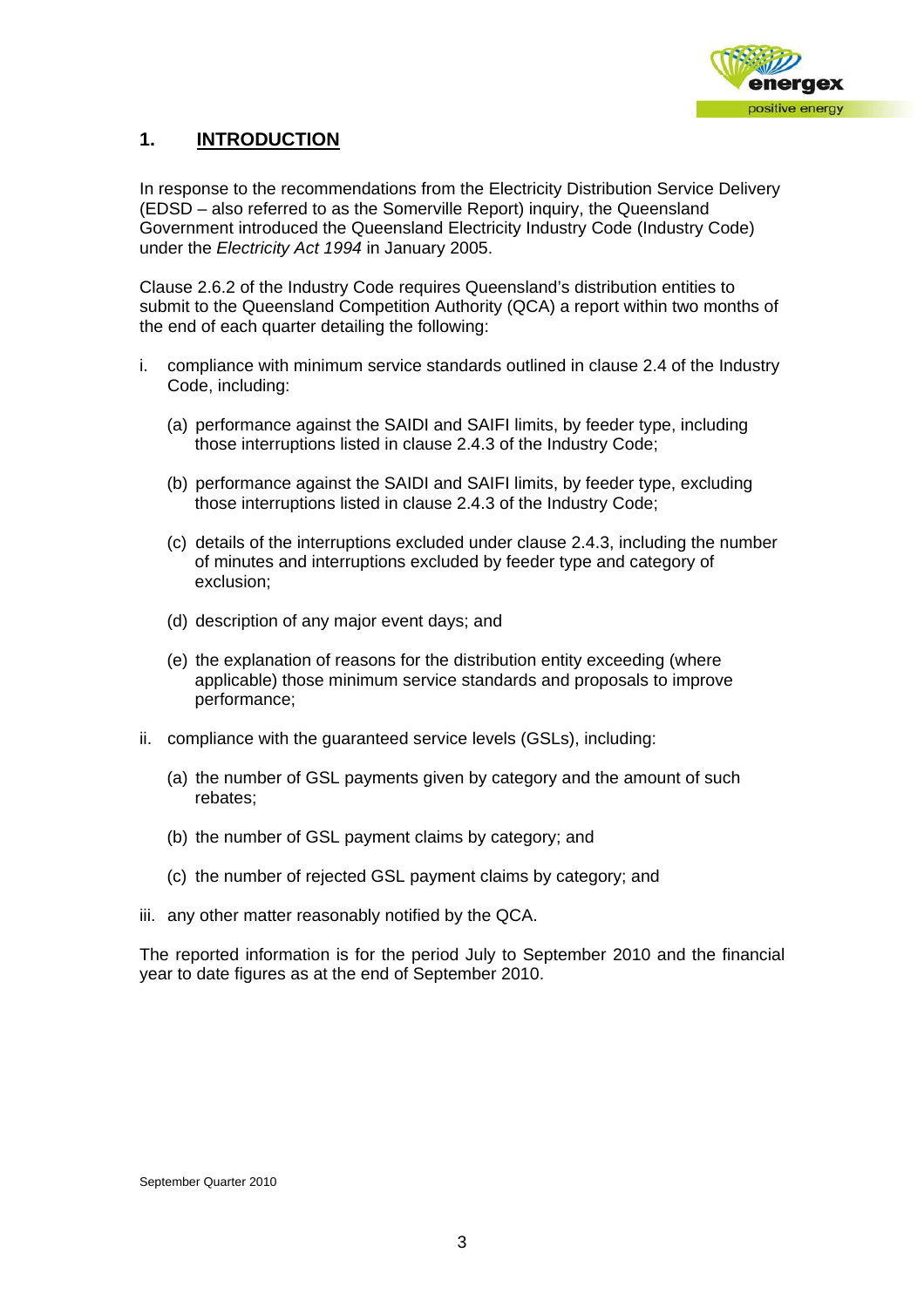## 1. INTRODUCTION

In response to the recommendations from the Electricity Distribution Service Delivery (EDSD – also referred to as the Somerville Report) inquiry, the Queensland Government introduced the Queensland Electricity Industry Code (Industry Code) under the *Electricity Act 1994* in January 2005.

Clause 2.6.2 of the Industry Code requires Queensland's distribution entities to submit to the Queensland Competition Authority (QCA) a report within two months of the end of each quarter detailing the following:

i. compliance with minimum service standards outlined in clause 2.4 of the Industry Code, including:

   (a) performance against the SAIDI and SAIFI limits, by feeder type, including those interruptions listed in clause 2.4.3 of the Industry Code;

   (b) performance against the SAIDI and SAIFI limits, by feeder type, excluding those interruptions listed in clause 2.4.3 of the Industry Code;

   (c) details of the interruptions excluded under clause 2.4.3, including the number of minutes and interruptions excluded by feeder type and category of exclusion;

   (d) description of any major event days; and

   (e) the explanation of reasons for the distribution entity exceeding (where applicable) those minimum service standards and proposals to improve performance;

ii. compliance with the guaranteed service levels (GSLs), including:

   (a) the number of GSL payments given by category and the amount of such rebates;

   (b) the number of GSL payment claims by category; and

   (c) the number of rejected GSL payment claims by category; and

iii. any other matter reasonably notified by the QCA.

The reported information is for the period July to September 2010 and the financial year to date figures as at the end of September 2010.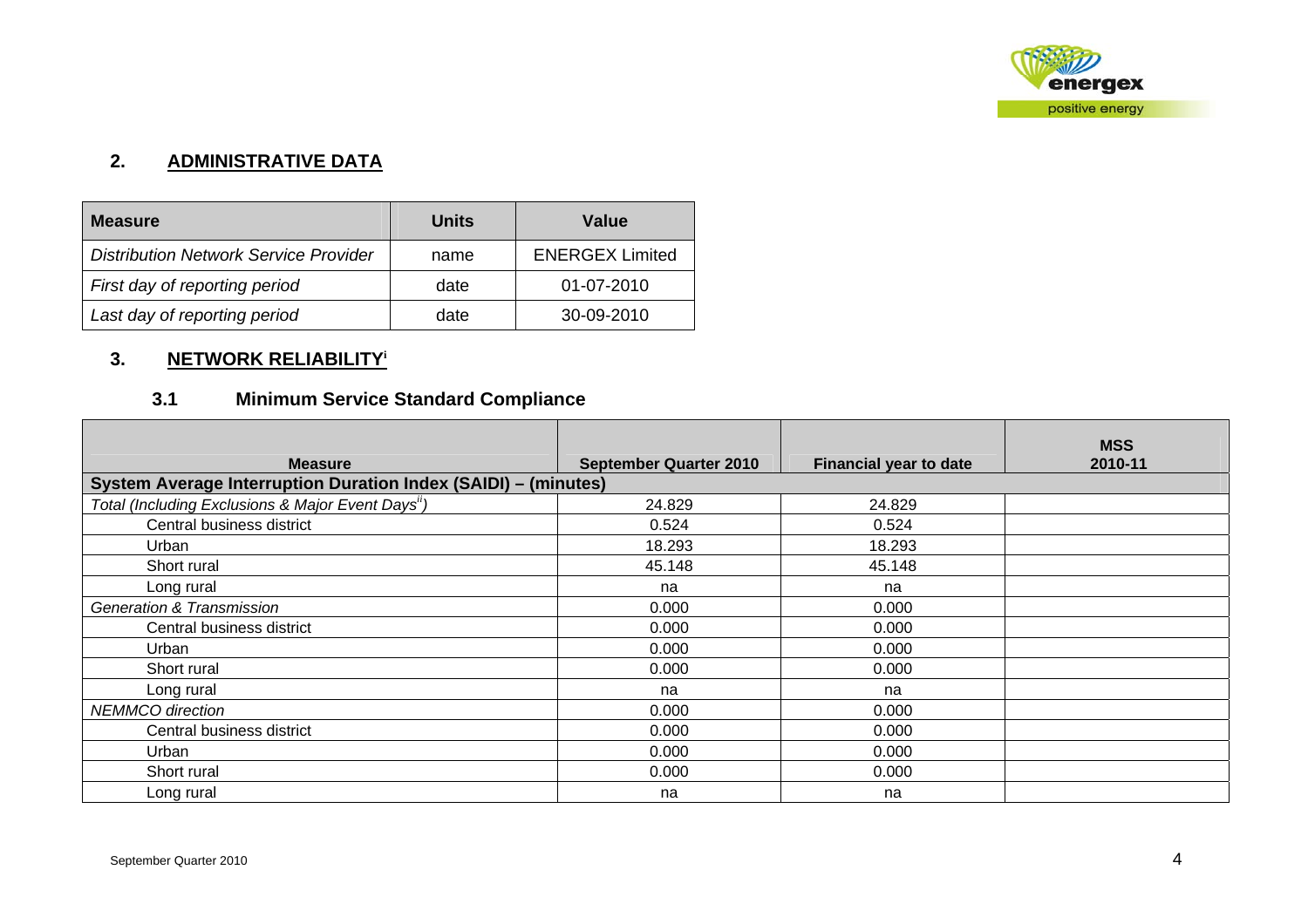## 2. ADMINISTRATIVE DATA

| Measure | Units | Value |
|---|---|---|
| *Distribution Network Service Provider* | name | ENERGEX Limited |
| *First day of reporting period* | date | 01-07-2010 |
| *Last day of reporting period* | date | 30-09-2010 |

## 3. NETWORK RELIABILITY[i]

### 3.1 Minimum Service Standard Compliance

| Measure | September Quarter 2010 | Financial year to date | MSS 2010-11 |
|---|---|---|---|
| **System Average Interruption Duration Index (SAIDI) – (minutes)** | | | |
| *Total (Including Exclusions & Major Event Days[ii])* | 24.829 | 24.829 | |
| Central business district | 0.524 | 0.524 | |
| Urban | 18.293 | 18.293 | |
| Short rural | 45.148 | 45.148 | |
| Long rural | na | na | |
| *Generation & Transmission* | 0.000 | 0.000 | |
| Central business district | 0.000 | 0.000 | |
| Urban | 0.000 | 0.000 | |
| Short rural | 0.000 | 0.000 | |
| Long rural | na | na | |
| *NEMMCO direction* | 0.000 | 0.000 | |
| Central business district | 0.000 | 0.000 | |
| Urban | 0.000 | 0.000 | |
| Short rural | 0.000 | 0.000 | |
| Long rural | na | na | |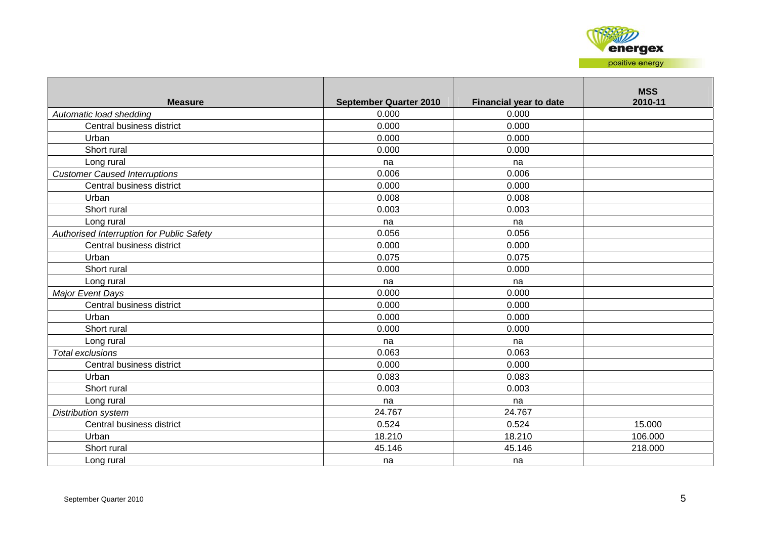| Measure | September Quarter 2010 | Financial year to date | MSS 2010-11 |
|---|---|---|---|
| *Automatic load shedding* | 0.000 | 0.000 | |
| Central business district | 0.000 | 0.000 | |
| Urban | 0.000 | 0.000 | |
| Short rural | 0.000 | 0.000 | |
| Long rural | na | na | |
| *Customer Caused Interruptions* | 0.006 | 0.006 | |
| Central business district | 0.000 | 0.000 | |
| Urban | 0.008 | 0.008 | |
| Short rural | 0.003 | 0.003 | |
| Long rural | na | na | |
| *Authorised Interruption for Public Safety* | 0.056 | 0.056 | |
| Central business district | 0.000 | 0.000 | |
| Urban | 0.075 | 0.075 | |
| Short rural | 0.000 | 0.000 | |
| Long rural | na | na | |
| *Major Event Days* | 0.000 | 0.000 | |
| Central business district | 0.000 | 0.000 | |
| Urban | 0.000 | 0.000 | |
| Short rural | 0.000 | 0.000 | |
| Long rural | na | na | |
| *Total exclusions* | 0.063 | 0.063 | |
| Central business district | 0.000 | 0.000 | |
| Urban | 0.083 | 0.083 | |
| Short rural | 0.003 | 0.003 | |
| Long rural | na | na | |
| *Distribution system* | 24.767 | 24.767 | |
| Central business district | 0.524 | 0.524 | 15.000 |
| Urban | 18.210 | 18.210 | 106.000 |
| Short rural | 45.146 | 45.146 | 218.000 |
| Long rural | na | na | |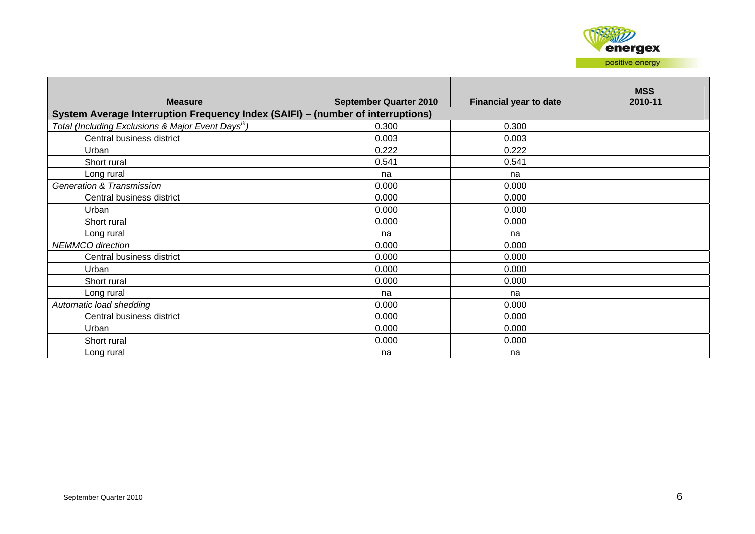| Measure | September Quarter 2010 | Financial year to date | MSS 2010-11 |
|---|---|---|---|
| **System Average Interruption Frequency Index (SAIFI) – (number of interruptions)** | | | |
| *Total (Including Exclusions & Major Event Days[iii])* | 0.300 | 0.300 | |
| Central business district | 0.003 | 0.003 | |
| Urban | 0.222 | 0.222 | |
| Short rural | 0.541 | 0.541 | |
| Long rural | na | na | |
| *Generation & Transmission* | 0.000 | 0.000 | |
| Central business district | 0.000 | 0.000 | |
| Urban | 0.000 | 0.000 | |
| Short rural | 0.000 | 0.000 | |
| Long rural | na | na | |
| *NEMMCO direction* | 0.000 | 0.000 | |
| Central business district | 0.000 | 0.000 | |
| Urban | 0.000 | 0.000 | |
| Short rural | 0.000 | 0.000 | |
| Long rural | na | na | |
| *Automatic load shedding* | 0.000 | 0.000 | |
| Central business district | 0.000 | 0.000 | |
| Urban | 0.000 | 0.000 | |
| Short rural | 0.000 | 0.000 | |
| Long rural | na | na | |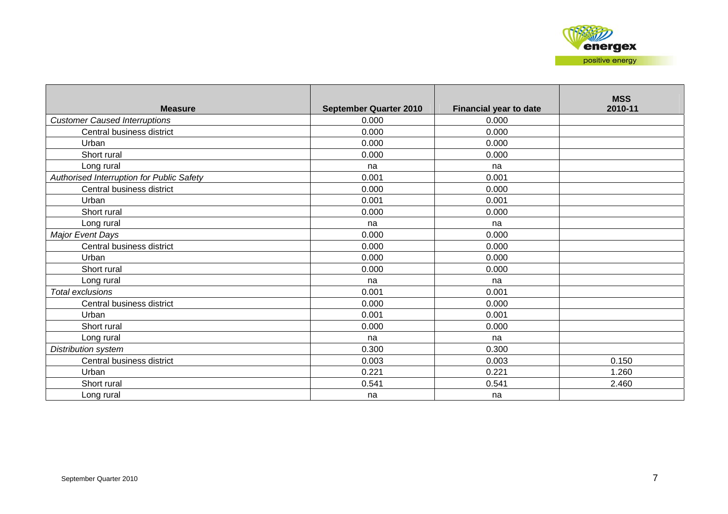| Measure | September Quarter 2010 | Financial year to date | MSS 2010-11 |
|---|---|---|---|
| *Customer Caused Interruptions* | 0.000 | 0.000 | |
| Central business district | 0.000 | 0.000 | |
| Urban | 0.000 | 0.000 | |
| Short rural | 0.000 | 0.000 | |
| Long rural | na | na | |
| *Authorised Interruption for Public Safety* | 0.001 | 0.001 | |
| Central business district | 0.000 | 0.000 | |
| Urban | 0.001 | 0.001 | |
| Short rural | 0.000 | 0.000 | |
| Long rural | na | na | |
| *Major Event Days* | 0.000 | 0.000 | |
| Central business district | 0.000 | 0.000 | |
| Urban | 0.000 | 0.000 | |
| Short rural | 0.000 | 0.000 | |
| Long rural | na | na | |
| *Total exclusions* | 0.001 | 0.001 | |
| Central business district | 0.000 | 0.000 | |
| Urban | 0.001 | 0.001 | |
| Short rural | 0.000 | 0.000 | |
| Long rural | na | na | |
| *Distribution system* | 0.300 | 0.300 | |
| Central business district | 0.003 | 0.003 | 0.150 |
| Urban | 0.221 | 0.221 | 1.260 |
| Short rural | 0.541 | 0.541 | 2.460 |
| Long rural | na | na | |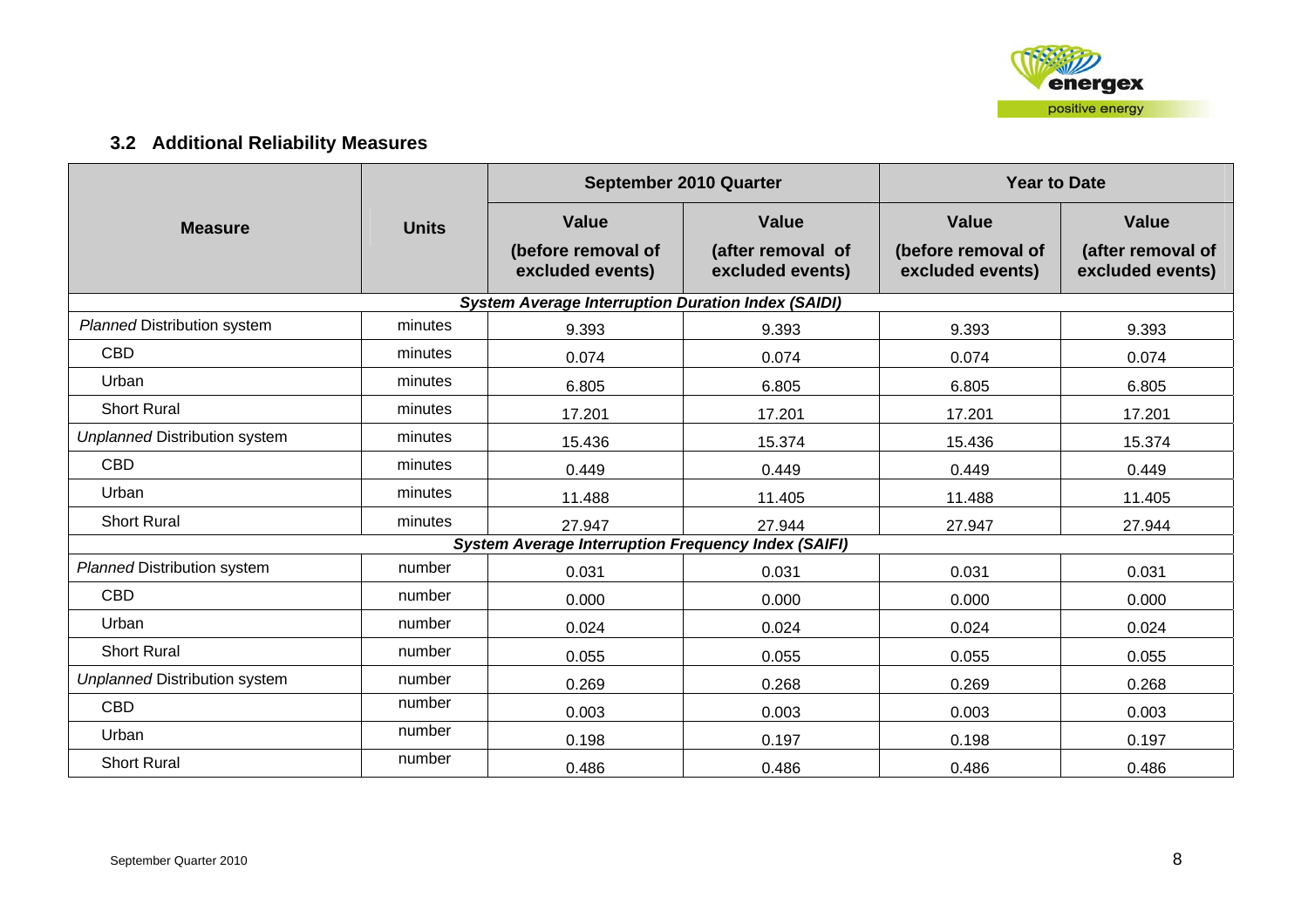## 3.2 Additional Reliability Measures

| Measure | Units | September 2010 Quarter | | Year to Date | |
|---|---|---|---|---|---|
| | | Value (before removal of excluded events) | Value (after removal of excluded events) | Value (before removal of excluded events) | Value (after removal of excluded events) |
| ***System Average Interruption Duration Index (SAIDI)*** | | | | | |
| *Planned* Distribution system | minutes | 9.393 | 9.393 | 9.393 | 9.393 |
| CBD | minutes | 0.074 | 0.074 | 0.074 | 0.074 |
| Urban | minutes | 6.805 | 6.805 | 6.805 | 6.805 |
| Short Rural | minutes | 17.201 | 17.201 | 17.201 | 17.201 |
| *Unplanned* Distribution system | minutes | 15.436 | 15.374 | 15.436 | 15.374 |
| CBD | minutes | 0.449 | 0.449 | 0.449 | 0.449 |
| Urban | minutes | 11.488 | 11.405 | 11.488 | 11.405 |
| Short Rural | minutes | 27.947 | 27.944 | 27.947 | 27.944 |
| ***System Average Interruption Frequency Index (SAIFI)*** | | | | | |
| *Planned* Distribution system | number | 0.031 | 0.031 | 0.031 | 0.031 |
| CBD | number | 0.000 | 0.000 | 0.000 | 0.000 |
| Urban | number | 0.024 | 0.024 | 0.024 | 0.024 |
| Short Rural | number | 0.055 | 0.055 | 0.055 | 0.055 |
| *Unplanned* Distribution system | number | 0.269 | 0.268 | 0.269 | 0.268 |
| CBD | number | 0.003 | 0.003 | 0.003 | 0.003 |
| Urban | number | 0.198 | 0.197 | 0.198 | 0.197 |
| Short Rural | number | 0.486 | 0.486 | 0.486 | 0.486 |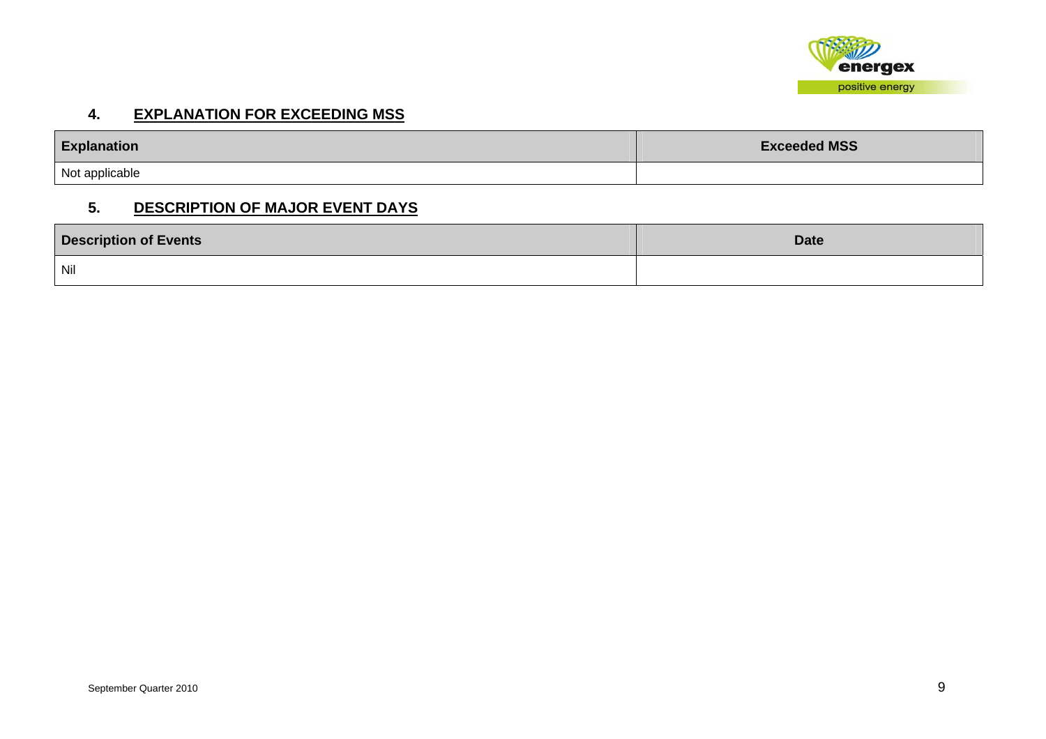## 4. EXPLANATION FOR EXCEEDING MSS

| Explanation | Exceeded MSS |
|---|---|
| Not applicable | |

## 5. DESCRIPTION OF MAJOR EVENT DAYS

| Description of Events | Date |
|---|---|
| Nil | |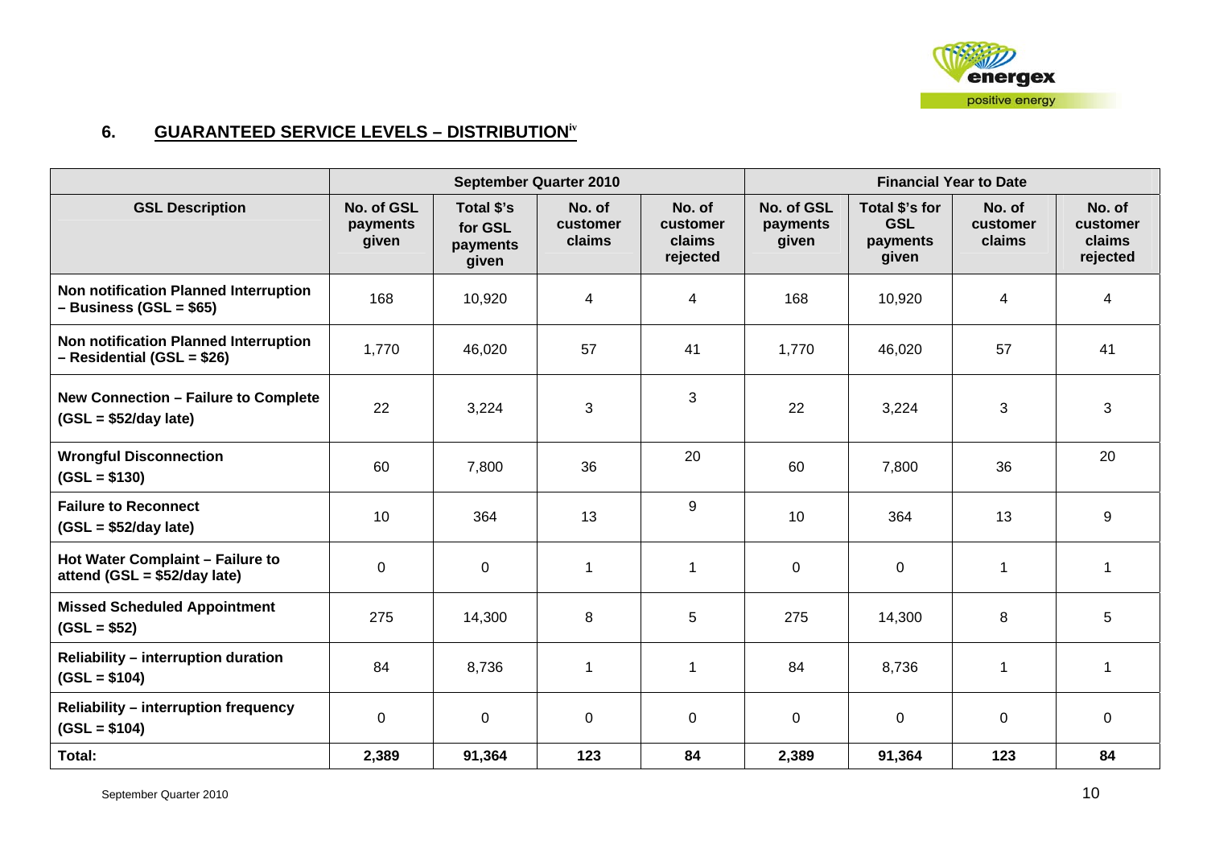## 6. GUARANTEED SERVICE LEVELS – DISTRIBUTION[iv]

| | September Quarter 2010 | | | | Financial Year to Date | | | |
|---|---|---|---|---|---|---|---|---|
| **GSL Description** | **No. of GSL payments given** | **Total $'s for GSL payments given** | **No. of customer claims** | **No. of customer claims rejected** | **No. of GSL payments given** | **Total $'s for GSL payments given** | **No. of customer claims** | **No. of customer claims rejected** |
| **Non notification Planned Interruption – Business (GSL = $65)** | 168 | 10,920 | 4 | 4 | 168 | 10,920 | 4 | 4 |
| **Non notification Planned Interruption – Residential (GSL = $26)** | 1,770 | 46,020 | 57 | 41 | 1,770 | 46,020 | 57 | 41 |
| **New Connection – Failure to Complete (GSL = $52/day late)** | 22 | 3,224 | 3 | 3 | 22 | 3,224 | 3 | 3 |
| **Wrongful Disconnection (GSL = $130)** | 60 | 7,800 | 36 | 20 | 60 | 7,800 | 36 | 20 |
| **Failure to Reconnect (GSL = $52/day late)** | 10 | 364 | 13 | 9 | 10 | 364 | 13 | 9 |
| **Hot Water Complaint – Failure to attend (GSL = $52/day late)** | 0 | 0 | 1 | 1 | 0 | 0 | 1 | 1 |
| **Missed Scheduled Appointment (GSL = $52)** | 275 | 14,300 | 8 | 5 | 275 | 14,300 | 8 | 5 |
| **Reliability – interruption duration (GSL = $104)** | 84 | 8,736 | 1 | 1 | 84 | 8,736 | 1 | 1 |
| **Reliability – interruption frequency (GSL = $104)** | 0 | 0 | 0 | 0 | 0 | 0 | 0 | 0 |
| **Total:** | **2,389** | **91,364** | **123** | **84** | **2,389** | **91,364** | **123** | **84** |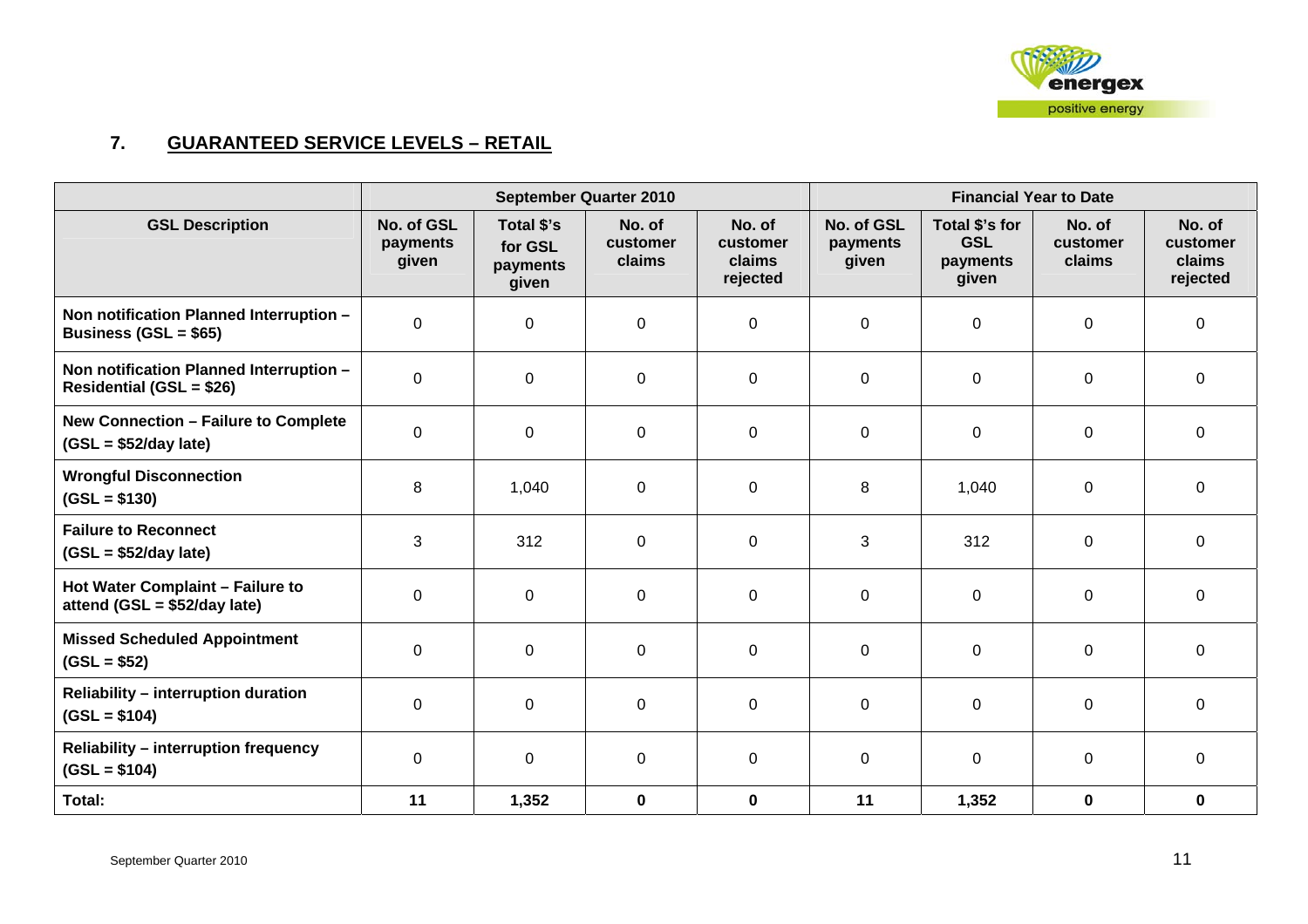## 7. GUARANTEED SERVICE LEVELS – RETAIL

| | September Quarter 2010 | | | | Financial Year to Date | | | |
|---|---|---|---|---|---|---|---|---|
| **GSL Description** | **No. of GSL payments given** | **Total $'s for GSL payments given** | **No. of customer claims** | **No. of customer claims rejected** | **No. of GSL payments given** | **Total $'s for GSL payments given** | **No. of customer claims** | **No. of customer claims rejected** |
| **Non notification Planned Interruption – Business (GSL = $65)** | 0 | 0 | 0 | 0 | 0 | 0 | 0 | 0 |
| **Non notification Planned Interruption – Residential (GSL = $26)** | 0 | 0 | 0 | 0 | 0 | 0 | 0 | 0 |
| **New Connection – Failure to Complete (GSL = $52/day late)** | 0 | 0 | 0 | 0 | 0 | 0 | 0 | 0 |
| **Wrongful Disconnection (GSL = $130)** | 8 | 1,040 | 0 | 0 | 8 | 1,040 | 0 | 0 |
| **Failure to Reconnect (GSL = $52/day late)** | 3 | 312 | 0 | 0 | 3 | 312 | 0 | 0 |
| **Hot Water Complaint – Failure to attend (GSL = $52/day late)** | 0 | 0 | 0 | 0 | 0 | 0 | 0 | 0 |
| **Missed Scheduled Appointment (GSL = $52)** | 0 | 0 | 0 | 0 | 0 | 0 | 0 | 0 |
| **Reliability – interruption duration (GSL = $104)** | 0 | 0 | 0 | 0 | 0 | 0 | 0 | 0 |
| **Reliability – interruption frequency (GSL = $104)** | 0 | 0 | 0 | 0 | 0 | 0 | 0 | 0 |
| **Total:** | **11** | **1,352** | **0** | **0** | **11** | **1,352** | **0** | **0** |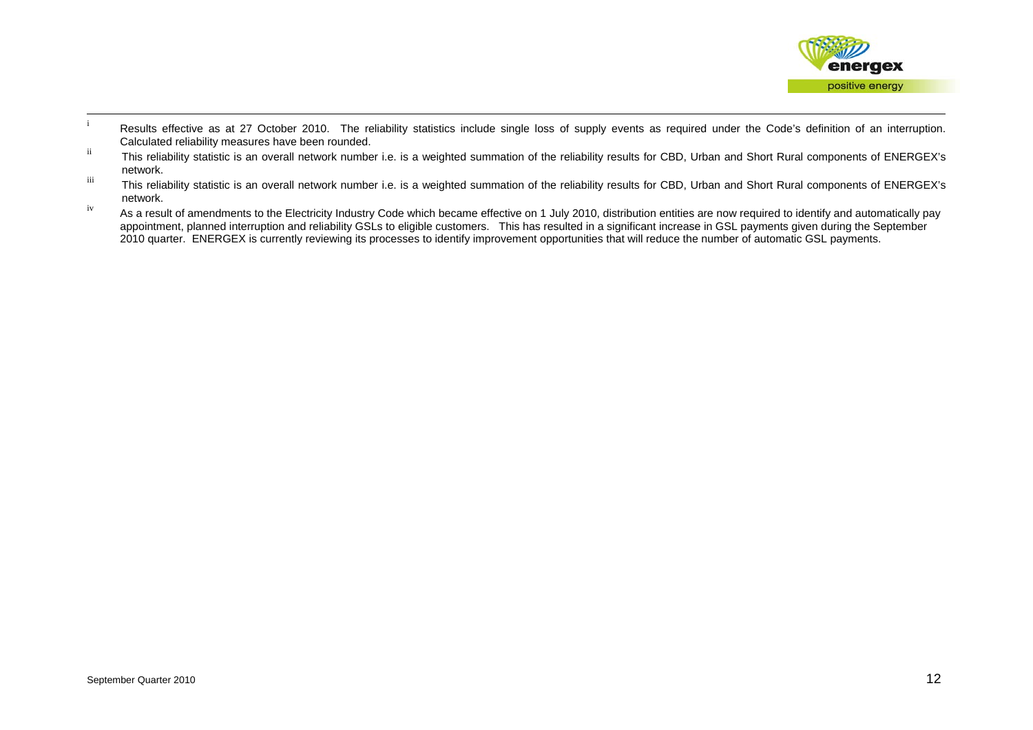[i] Results effective as at 27 October 2010. The reliability statistics include single loss of supply events as required under the Code's definition of an interruption. Calculated reliability measures have been rounded.

[ii] This reliability statistic is an overall network number i.e. is a weighted summation of the reliability results for CBD, Urban and Short Rural components of ENERGEX's network.

[iii] This reliability statistic is an overall network number i.e. is a weighted summation of the reliability results for CBD, Urban and Short Rural components of ENERGEX's network.

[iv] As a result of amendments to the Electricity Industry Code which became effective on 1 July 2010, distribution entities are now required to identify and automatically pay appointment, planned interruption and reliability GSLs to eligible customers. This has resulted in a significant increase in GSL payments given during the September 2010 quarter. ENERGEX is currently reviewing its processes to identify improvement opportunities that will reduce the number of automatic GSL payments.